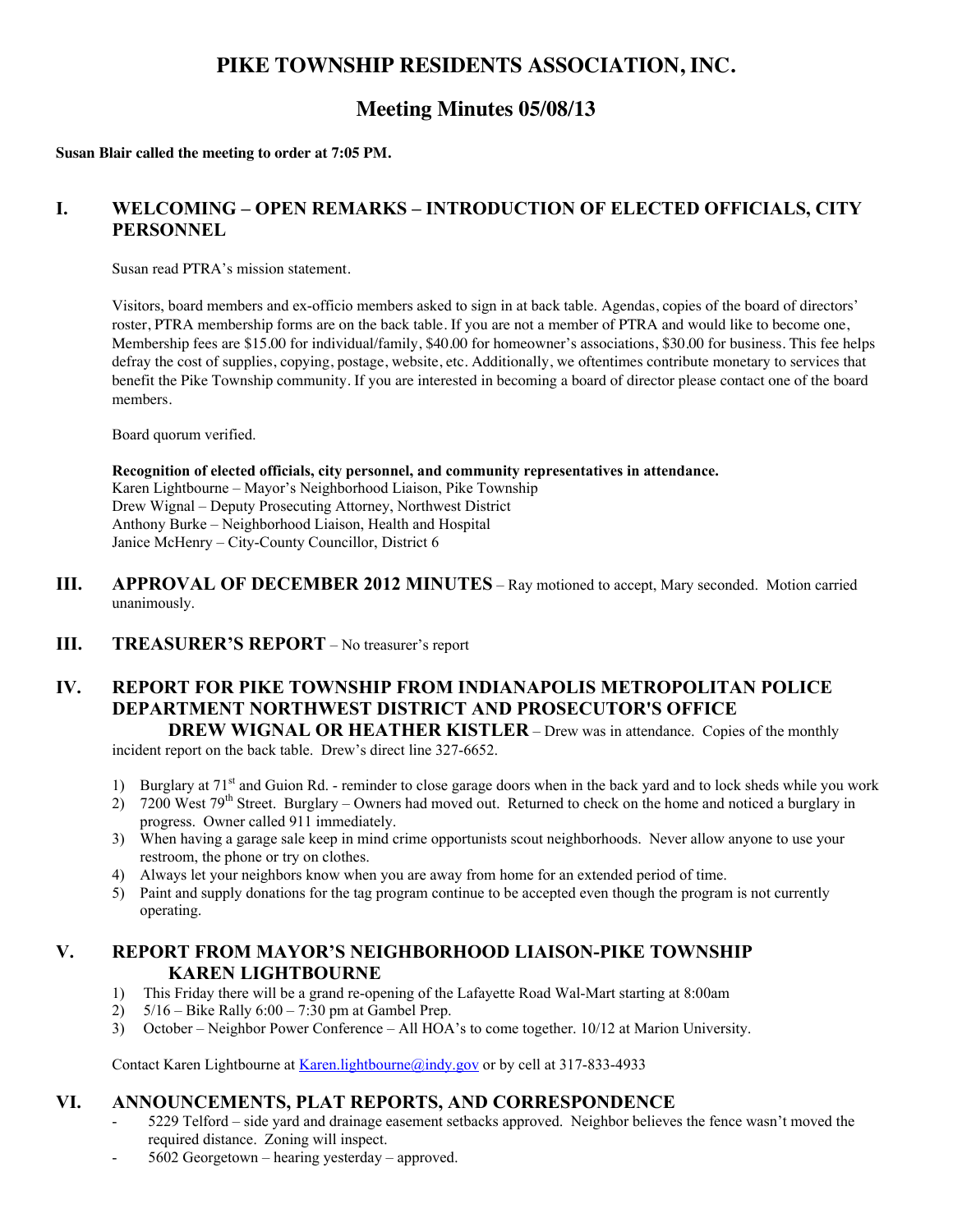# PIKE TOWNSHIP RESIDENTS ASSOCIATION, INC.

## Meeting Minutes 05/08/13

**Susan Blair called the meeting to order at 7:05 PM.**

## I. WELCOMING – OPEN REMARKS – INTRODUCTION OF ELECTED OFFICIALS, CITY PERSONNEL

Susan read PTRA's mission statement.

Visitors, board members and ex-officio members asked to sign in at back table. Agendas, copies of the board of directors' roster, PTRA membership forms are on the back table. If you are not a member of PTRA and would like to become one, Membership fees are $15.00 for individual/family, $40.00 for homeowner's associations, $30.00 for business. This fee helps defray the cost of supplies, copying, postage, website, etc. Additionally, we oftentimes contribute monetary to services that benefit the Pike Township community. If you are interested in becoming a board of director please contact one of the board members.

Board quorum verified.

**Recognition of elected officials, city personnel, and community representatives in attendance.**
Karen Lightbourne – Mayor's Neighborhood Liaison, Pike Township
Drew Wignal – Deputy Prosecuting Attorney, Northwest District
Anthony Burke – Neighborhood Liaison, Health and Hospital
Janice McHenry – City-County Councillor, District 6

## III. APPROVAL OF DECEMBER 2012 MINUTES – Ray motioned to accept, Mary seconded. Motion carried unanimously.

## III. TREASURER'S REPORT – No treasurer's report

## IV. REPORT FOR PIKE TOWNSHIP FROM INDIANAPOLIS METROPOLITAN POLICE DEPARTMENT NORTHWEST DISTRICT AND PROSECUTOR'S OFFICE

**DREW WIGNAL OR HEATHER KISTLER** – Drew was in attendance. Copies of the monthly incident report on the back table. Drew's direct line 327-6652.

1) Burglary at 71st and Guion Rd. - reminder to close garage doors when in the back yard and to lock sheds while you work
2) 7200 West 79th Street. Burglary – Owners had moved out. Returned to check on the home and noticed a burglary in progress. Owner called 911 immediately.
3) When having a garage sale keep in mind crime opportunists scout neighborhoods. Never allow anyone to use your restroom, the phone or try on clothes.
4) Always let your neighbors know when you are away from home for an extended period of time.
5) Paint and supply donations for the tag program continue to be accepted even though the program is not currently operating.

## V. REPORT FROM MAYOR'S NEIGHBORHOOD LIAISON-PIKE TOWNSHIP KAREN LIGHTBOURNE

1) This Friday there will be a grand re-opening of the Lafayette Road Wal-Mart starting at 8:00am
2) 5/16 – Bike Rally 6:00 – 7:30 pm at Gambel Prep.
3) October – Neighbor Power Conference – All HOA's to come together. 10/12 at Marion University.

Contact Karen Lightbourne at Karen.lightbourne@indy.gov or by cell at 317-833-4933

## VI. ANNOUNCEMENTS, PLAT REPORTS, AND CORRESPONDENCE

- 5229 Telford – side yard and drainage easement setbacks approved. Neighbor believes the fence wasn't moved the required distance. Zoning will inspect.
- 5602 Georgetown – hearing yesterday – approved.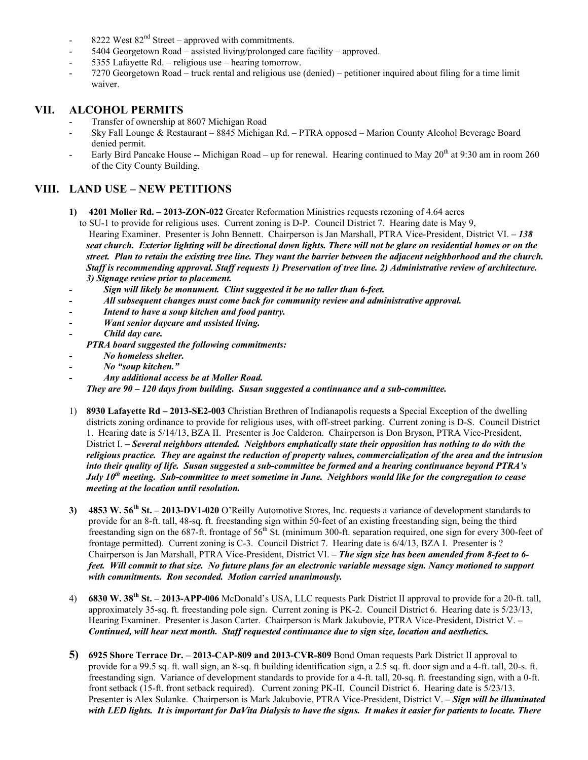- 8222 West 82nd Street – approved with commitments.
- 5404 Georgetown Road – assisted living/prolonged care facility – approved.
- 5355 Lafayette Rd. – religious use – hearing tomorrow.
- 7270 Georgetown Road – truck rental and religious use (denied) – petitioner inquired about filing for a time limit waiver.

## VII. ALCOHOL PERMITS

- Transfer of ownership at 8607 Michigan Road
- Sky Fall Lounge & Restaurant – 8845 Michigan Rd. – PTRA opposed – Marion County Alcohol Beverage Board denied permit.
- Early Bird Pancake House -- Michigan Road – up for renewal. Hearing continued to May 20th at 9:30 am in room 260 of the City County Building.

## VIII. LAND USE – NEW PETITIONS

**1) 4201 Moller Rd. – 2013-ZON-022** Greater Reformation Ministries requests rezoning of 4.64 acres to SU-1 to provide for religious uses. Current zoning is D-P. Council District 7. Hearing date is May 9, Hearing Examiner. Presenter is John Bennett. Chairperson is Jan Marshall, PTRA Vice-President, District VI. ***– 138 seat church. Exterior lighting will be directional down lights. There will not be glare on residential homes or on the street. Plan to retain the existing tree line. They want the barrier between the adjacent neighborhood and the church. Staff is recommending approval. Staff requests 1) Preservation of tree line. 2) Administrative review of architecture. 3) Signage review prior to placement.***

- ***Sign will likely be monument. Clint suggested it be no taller than 6-feet.***
- ***All subsequent changes must come back for community review and administrative approval.***
- ***Intend to have a soup kitchen and food pantry.***
- ***Want senior daycare and assisted living.***
- ***Child day care.***

***PTRA board suggested the following commitments:***

- ***No homeless shelter.***
- ***No "soup kitchen."***
- ***Any additional access be at Moller Road.***

***They are 90 – 120 days from building. Susan suggested a continuance and a sub-committee.***

1) **8930 Lafayette Rd – 2013-SE2-003** Christian Brethren of Indianapolis requests a Special Exception of the dwelling districts zoning ordinance to provide for religious uses, with off-street parking. Current zoning is D-S. Council District 1. Hearing date is 5/14/13, BZA II. Presenter is Joe Calderon. Chairperson is Don Bryson, PTRA Vice-President, District I. ***– Several neighbors attended. Neighbors emphatically state their opposition has nothing to do with the religious practice. They are against the reduction of property values, commercialization of the area and the intrusion into their quality of life. Susan suggested a sub-committee be formed and a hearing continuance beyond PTRA's July 10th meeting. Sub-committee to meet sometime in June. Neighbors would like for the congregation to cease meeting at the location until resolution.***

**3) 4853 W. 56th St. – 2013-DV1-020** O'Reilly Automotive Stores, Inc. requests a variance of development standards to provide for an 8-ft. tall, 48-sq. ft. freestanding sign within 50-feet of an existing freestanding sign, being the third freestanding sign on the 687-ft. frontage of 56th St. (minimum 300-ft. separation required, one sign for every 300-feet of frontage permitted). Current zoning is C-3. Council District 7. Hearing date is 6/4/13, BZA I. Presenter is ? Chairperson is Jan Marshall, PTRA Vice-President, District VI. ***– The sign size has been amended from 8-feet to 6-feet. Will commit to that size. No future plans for an electronic variable message sign. Nancy motioned to support with commitments. Ron seconded. Motion carried unanimously.***

4) **6830 W. 38th St. – 2013-APP-006** McDonald's USA, LLC requests Park District II approval to provide for a 20-ft. tall, approximately 35-sq. ft. freestanding pole sign. Current zoning is PK-2. Council District 6. Hearing date is 5/23/13, Hearing Examiner. Presenter is Jason Carter. Chairperson is Mark Jakubovie, PTRA Vice-President, District V. ***– Continued, will hear next month. Staff requested continuance due to sign size, location and aesthetics.***

**5) 6925 Shore Terrace Dr. – 2013-CAP-809 and 2013-CVR-809** Bond Oman requests Park District II approval to provide for a 99.5 sq. ft. wall sign, an 8-sq. ft building identification sign, a 2.5 sq. ft. door sign and a 4-ft. tall, 20-s. ft. freestanding sign. Variance of development standards to provide for a 4-ft. tall, 20-sq. ft. freestanding sign, with a 0-ft. front setback (15-ft. front setback required). Current zoning PK-II. Council District 6. Hearing date is 5/23/13. Presenter is Alex Sulanke. Chairperson is Mark Jakubovie, PTRA Vice-President, District V. ***– Sign will be illuminated with LED lights. It is important for DaVita Dialysis to have the signs. It makes it easier for patients to locate. There***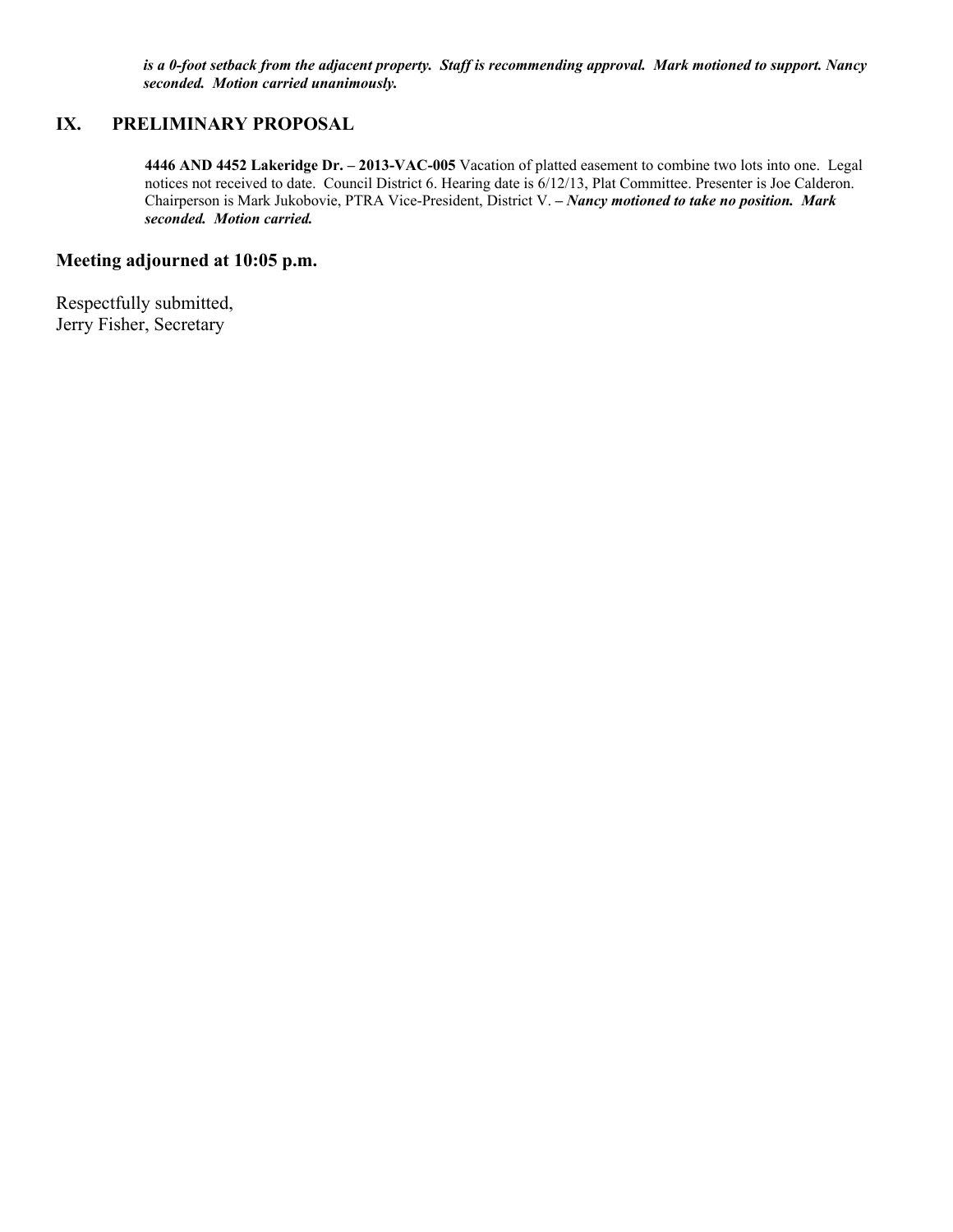***is a 0-foot setback from the adjacent property. Staff is recommending approval. Mark motioned to support. Nancy seconded. Motion carried unanimously.***

## IX. PRELIMINARY PROPOSAL

**4446 AND 4452 Lakeridge Dr. – 2013-VAC-005** Vacation of platted easement to combine two lots into one. Legal notices not received to date. Council District 6. Hearing date is 6/12/13, Plat Committee. Presenter is Joe Calderon. Chairperson is Mark Jukobovie, PTRA Vice-President, District V. **–** ***Nancy motioned to take no position. Mark seconded. Motion carried.***

### Meeting adjourned at 10:05 p.m.

Respectfully submitted,
Jerry Fisher, Secretary